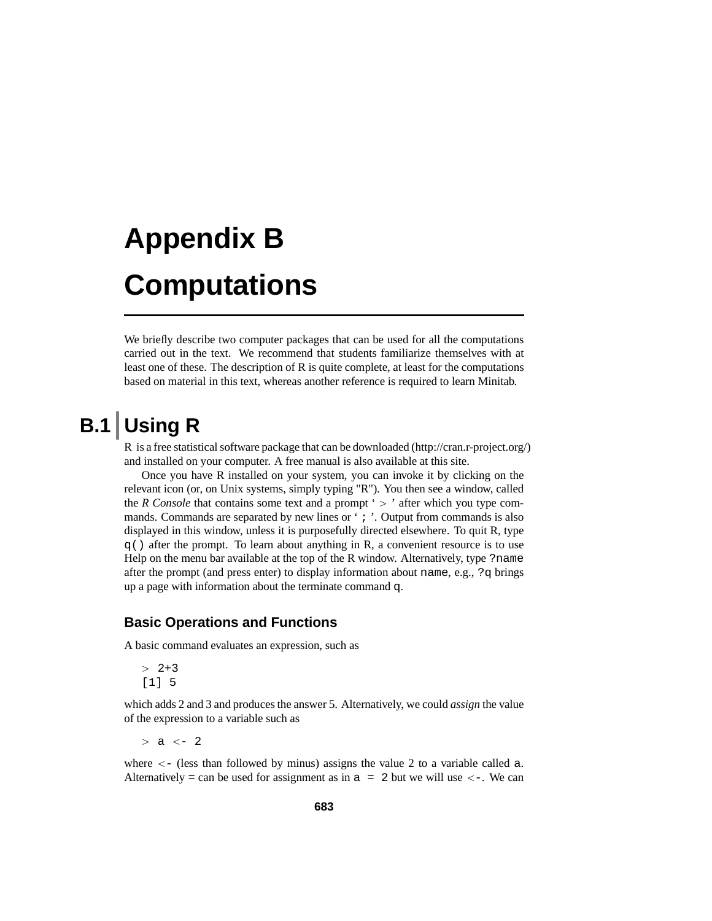# Appendix B

# Computations

We briefly describe two computer packages that can be used for all the computations carried out in the text. We recommend that students familiarize themselves with at least one of these. The description of R is quite complete, at least for the computations based on material in this text, whereas another reference is required to learn Minitab.

## B.1 Using R

R is a free statistical software package that can be downloaded (http://cran.r-project.org/) and installed on your computer. A free manual is also available at this site.

Once you have R installed on your system, you can invoke it by clicking on the relevant icon (or, on Unix systems, simply typing "R"). You then see a window, called the *R Console* that contains some text and a prompt ' > ' after which you type commands. Commands are separated by new lines or ' ; '. Output from commands is also displayed in this window, unless it is purposefully directed elsewhere. To quit R, type `q()` after the prompt. To learn about anything in R, a convenient resource is to use Help on the menu bar available at the top of the R window. Alternatively, type `?name` after the prompt (and press enter) to display information about `name`, e.g., `?q` brings up a page with information about the terminate command `q`.

### Basic Operations and Functions

A basic command evaluates an expression, such as

```
> 2+3
[1] 5
```

which adds 2 and 3 and produces the answer 5. Alternatively, we could *assign* the value of the expression to a variable such as

```
> a <- 2
```

where `<-` (less than followed by minus) assigns the value 2 to a variable called `a`. Alternatively = can be used for assignment as in `a = 2` but we will use `<-`. We can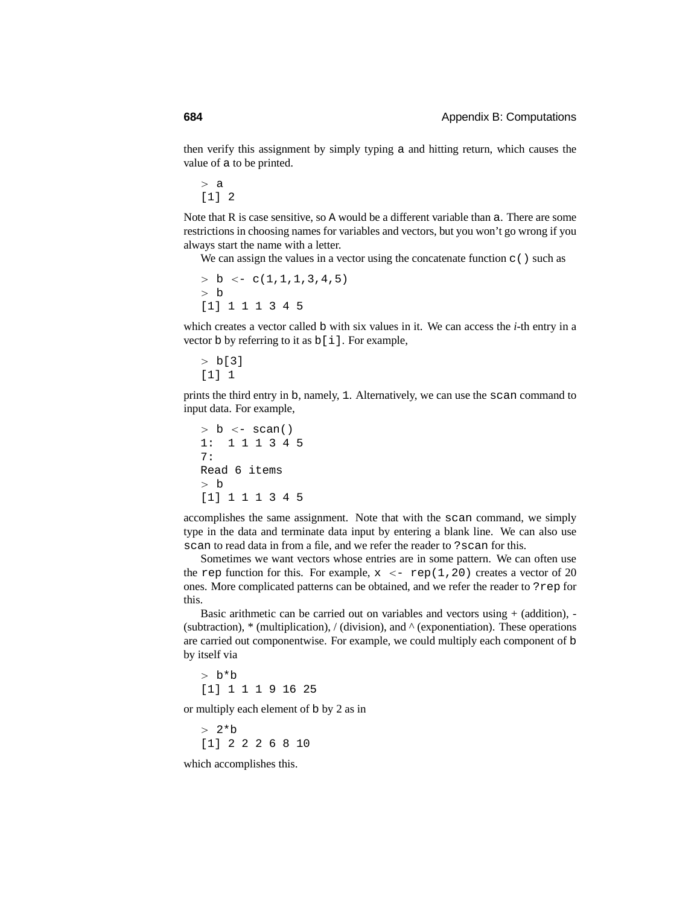then verify this assignment by simply typing `a` and hitting return, which causes the value of `a` to be printed.

```
> a
[1] 2
```

Note that R is case sensitive, so `A` would be a different variable than `a`. There are some restrictions in choosing names for variables and vectors, but you won't go wrong if you always start the name with a letter.

We can assign the values in a vector using the concatenate function `c()` such as

```
> b <- c(1,1,1,3,4,5)
> b
[1] 1 1 1 3 4 5
```

which creates a vector called `b` with six values in it. We can access the *i*-th entry in a vector `b` by referring to it as `b[i]`. For example,

```
> b[3]
[1] 1
```

prints the third entry in `b`, namely, `1`. Alternatively, we can use the `scan` command to input data. For example,

```
> b <- scan()
1:  1 1 1 3 4 5
7:
Read 6 items
> b
[1] 1 1 1 3 4 5
```

accomplishes the same assignment. Note that with the `scan` command, we simply type in the data and terminate data input by entering a blank line. We can also use `scan` to read data in from a file, and we refer the reader to `?scan` for this.

Sometimes we want vectors whose entries are in some pattern. We can often use the `rep` function for this. For example, `x <- rep(1,20)` creates a vector of 20 ones. More complicated patterns can be obtained, and we refer the reader to `?rep` for this.

Basic arithmetic can be carried out on variables and vectors using + (addition), - (subtraction), * (multiplication), / (division), and ^ (exponentiation). These operations are carried out componentwise. For example, we could multiply each component of `b` by itself via

```
> b*b
[1] 1 1 1 9 16 25
```

or multiply each element of `b` by 2 as in

```
> 2*b
[1] 2 2 2 6 8 10
```

which accomplishes this.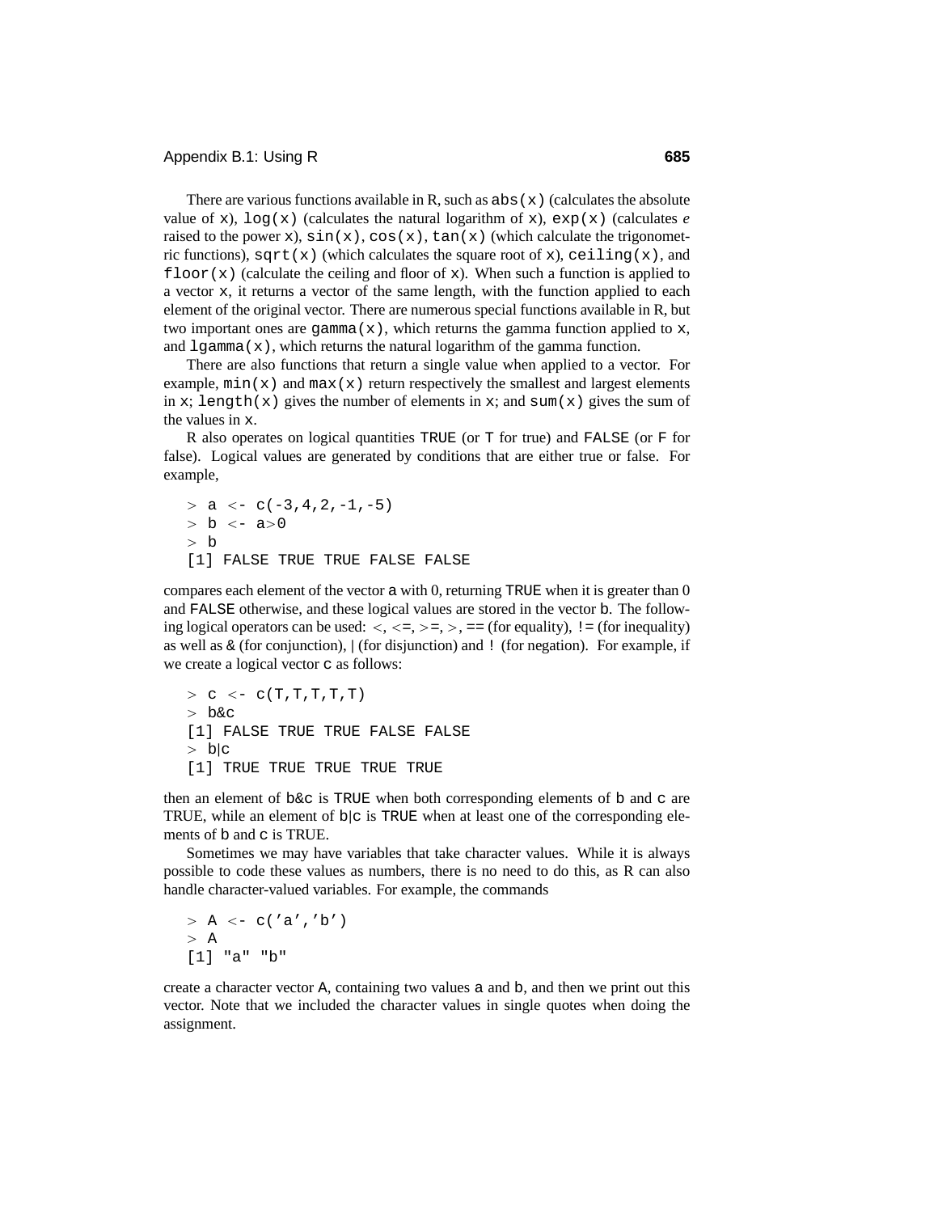There are various functions available in R, such as `abs(x)` (calculates the absolute value of `x`), `log(x)` (calculates the natural logarithm of `x`), `exp(x)` (calculates *e* raised to the power `x`), `sin(x)`, `cos(x)`, `tan(x)` (which calculate the trigonometric functions), `sqrt(x)` (which calculates the square root of `x`), `ceiling(x)`, and `floor(x)` (calculate the ceiling and floor of `x`). When such a function is applied to a vector `x`, it returns a vector of the same length, with the function applied to each element of the original vector. There are numerous special functions available in R, but two important ones are `gamma(x)`, which returns the gamma function applied to `x`, and `lgamma(x)`, which returns the natural logarithm of the gamma function.

There are also functions that return a single value when applied to a vector. For example, `min(x)` and `max(x)` return respectively the smallest and largest elements in `x`; `length(x)` gives the number of elements in `x`; and `sum(x)` gives the sum of the values in `x`.

R also operates on logical quantities `TRUE` (or `T` for true) and `FALSE` (or `F` for false). Logical values are generated by conditions that are either true or false. For example,

```
> a <- c(-3,4,2,-1,-5)
> b <- a>0
> b
[1] FALSE TRUE TRUE FALSE FALSE
```

compares each element of the vector `a` with 0, returning `TRUE` when it is greater than 0 and `FALSE` otherwise, and these logical values are stored in the vector `b`. The following logical operators can be used: <, <=, >=, >, == (for equality), != (for inequality) as well as & (for conjunction), | (for disjunction) and ! (for negation). For example, if we create a logical vector `c` as follows:

```
> c <- c(T,T,T,T,T)
> b&c
[1] FALSE TRUE TRUE FALSE FALSE
> b|c
[1] TRUE TRUE TRUE TRUE TRUE
```

then an element of `b&c` is `TRUE` when both corresponding elements of `b` and `c` are TRUE, while an element of `b|c` is `TRUE` when at least one of the corresponding elements of `b` and `c` is TRUE.

Sometimes we may have variables that take character values. While it is always possible to code these values as numbers, there is no need to do this, as R can also handle character-valued variables. For example, the commands

```
> A <- c('a','b')
> A
[1] "a" "b"
```

create a character vector `A`, containing two values `a` and `b`, and then we print out this vector. Note that we included the character values in single quotes when doing the assignment.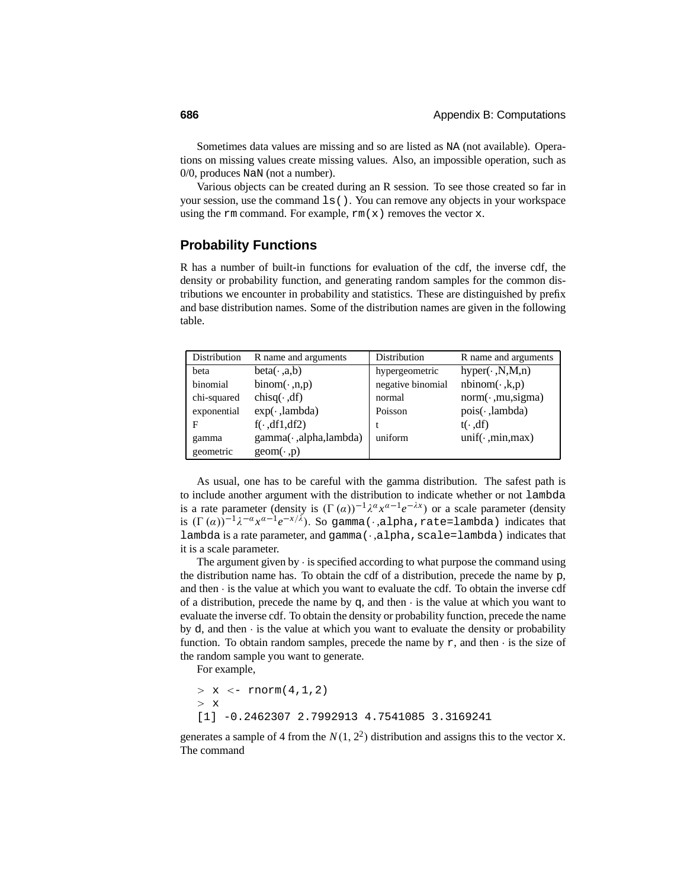Sometimes data values are missing and so are listed as `NA` (not available). Operations on missing values create missing values. Also, an impossible operation, such as 0/0, produces `NaN` (not a number).

Various objects can be created during an R session. To see those created so far in your session, use the command `ls()`. You can remove any objects in your workspace using the `rm` command. For example, `rm(x)` removes the vector `x`.

## Probability Functions

R has a number of built-in functions for evaluation of the cdf, the inverse cdf, the density or probability function, and generating random samples for the common distributions we encounter in probability and statistics. These are distinguished by prefix and base distribution names. Some of the distribution names are given in the following table.

| Distribution | R name and arguments | Distribution | R name and arguments |
|---|---|---|---|
| beta | beta($\cdot$,a,b) | hypergeometric | hyper($\cdot$,N,M,n) |
| binomial | binom($\cdot$,n,p) | negative binomial | nbinom($\cdot$,k,p) |
| chi-squared | chisq($\cdot$,df) | normal | norm($\cdot$,mu,sigma) |
| exponential | exp($\cdot$,lambda) | Poisson | pois($\cdot$,lambda) |
| F | f($\cdot$,df1,df2) | t | t($\cdot$,df) |
| gamma | gamma($\cdot$,alpha,lambda) | uniform | unif($\cdot$,min,max) |
| geometric | geom($\cdot$,p) | | |

As usual, one has to be careful with the gamma distribution. The safest path is to include another argument with the distribution to indicate whether or not `lambda` is a rate parameter (density is $(\Gamma(\alpha))^{-1}\lambda^{\alpha}x^{\alpha-1}e^{-\lambda x}$) or a scale parameter (density is $(\Gamma(\alpha))^{-1}\lambda^{-\alpha}x^{\alpha-1}e^{-x/\lambda}$). So `gamma(·,alpha,rate=lambda)` indicates that `lambda` is a rate parameter, and `gamma(·,alpha,scale=lambda)` indicates that it is a scale parameter.

The argument given by $\cdot$ is specified according to what purpose the command using the distribution name has. To obtain the cdf of a distribution, precede the name by `p`, and then $\cdot$ is the value at which you want to evaluate the cdf. To obtain the inverse cdf of a distribution, precede the name by `q`, and then $\cdot$ is the value at which you want to evaluate the inverse cdf. To obtain the density or probability function, precede the name by `d`, and then $\cdot$ is the value at which you want to evaluate the density or probability function. To obtain random samples, precede the name by `r`, and then $\cdot$ is the size of the random sample you want to generate.

For example,

```
> x <- rnorm(4,1,2)
> x
[1] -0.2462307 2.7992913 4.7541085 3.3169241
```

generates a sample of 4 from the $N(1, 2^2)$ distribution and assigns this to the vector `x`. The command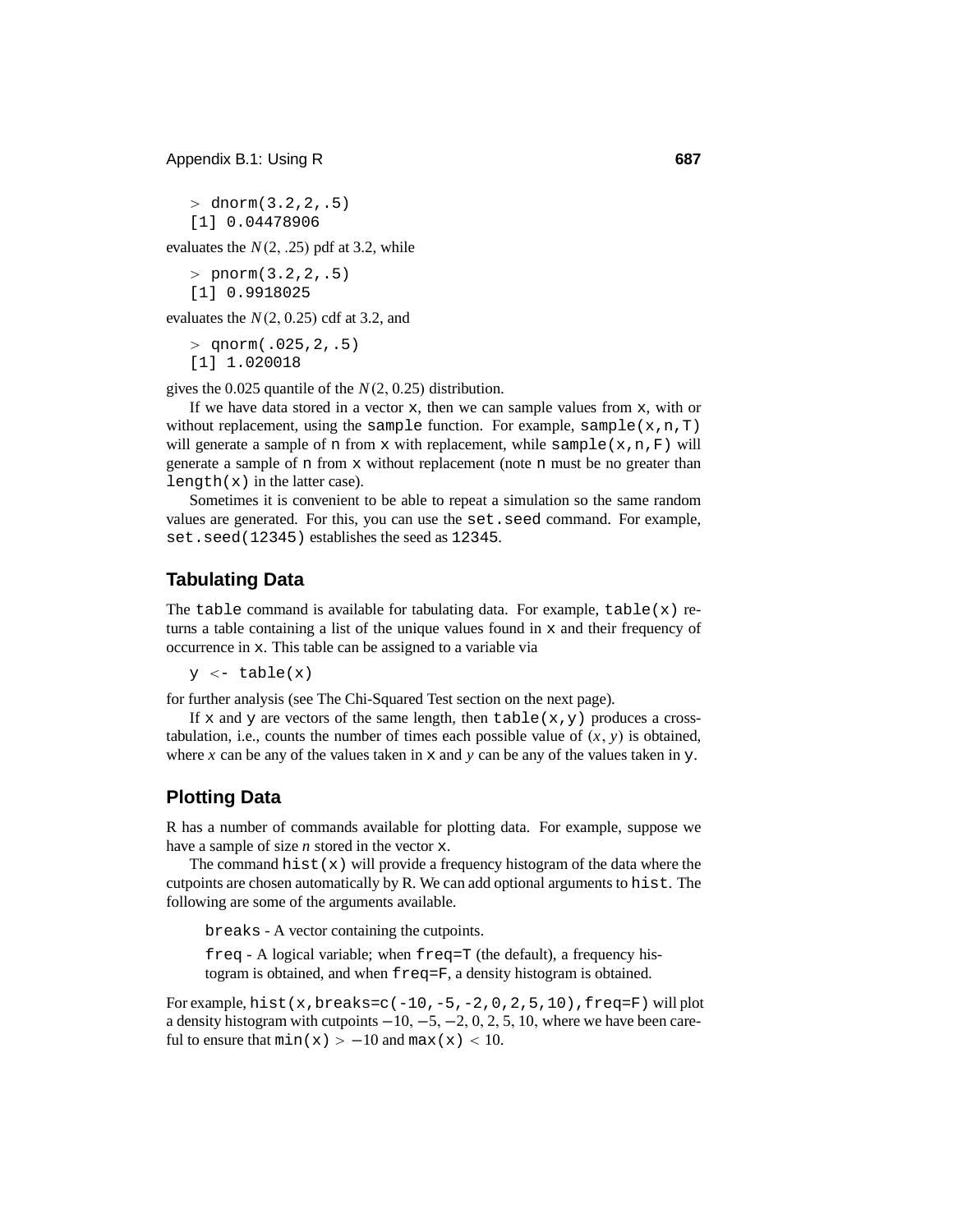```
> dnorm(3.2,2,.5)
[1] 0.04478906
```

evaluates the $N(2, .25)$ pdf at 3.2, while

```
> pnorm(3.2,2,.5)
[1] 0.9918025
```

evaluates the $N(2, 0.25)$ cdf at 3.2, and

```
> qnorm(.025,2,.5)
[1] 1.020018
```

gives the 0.025 quantile of the $N(2, 0.25)$ distribution.

If we have data stored in a vector `x`, then we can sample values from `x`, with or without replacement, using the `sample` function. For example, `sample(x,n,T)` will generate a sample of `n` from `x` with replacement, while `sample(x,n,F)` will generate a sample of `n` from `x` without replacement (note `n` must be no greater than `length(x)` in the latter case).

Sometimes it is convenient to be able to repeat a simulation so the same random values are generated. For this, you can use the `set.seed` command. For example, `set.seed(12345)` establishes the seed as `12345`.

## Tabulating Data

The `table` command is available for tabulating data. For example, `table(x)` returns a table containing a list of the unique values found in `x` and their frequency of occurrence in `x`. This table can be assigned to a variable via

```
y <- table(x)
```

for further analysis (see The Chi-Squared Test section on the next page).

If `x` and `y` are vectors of the same length, then `table(x,y)` produces a cross-tabulation, i.e., counts the number of times each possible value of $(x, y)$ is obtained, where $x$ can be any of the values taken in `x` and $y$ can be any of the values taken in `y`.

## Plotting Data

R has a number of commands available for plotting data. For example, suppose we have a sample of size $n$ stored in the vector `x`.

The command `hist(x)` will provide a frequency histogram of the data where the cutpoints are chosen automatically by R. We can add optional arguments to `hist`. The following are some of the arguments available.

`breaks` - A vector containing the cutpoints.

`freq` - A logical variable; when `freq=T` (the default), a frequency histogram is obtained, and when `freq=F`, a density histogram is obtained.

For example, `hist(x,breaks=c(-10,-5,-2,0,2,5,10),freq=F)` will plot a density histogram with cutpoints $-10, -5, -2, 0, 2, 5, 10$, where we have been careful to ensure that `min(x)` $> -10$ and `max(x)` $< 10$.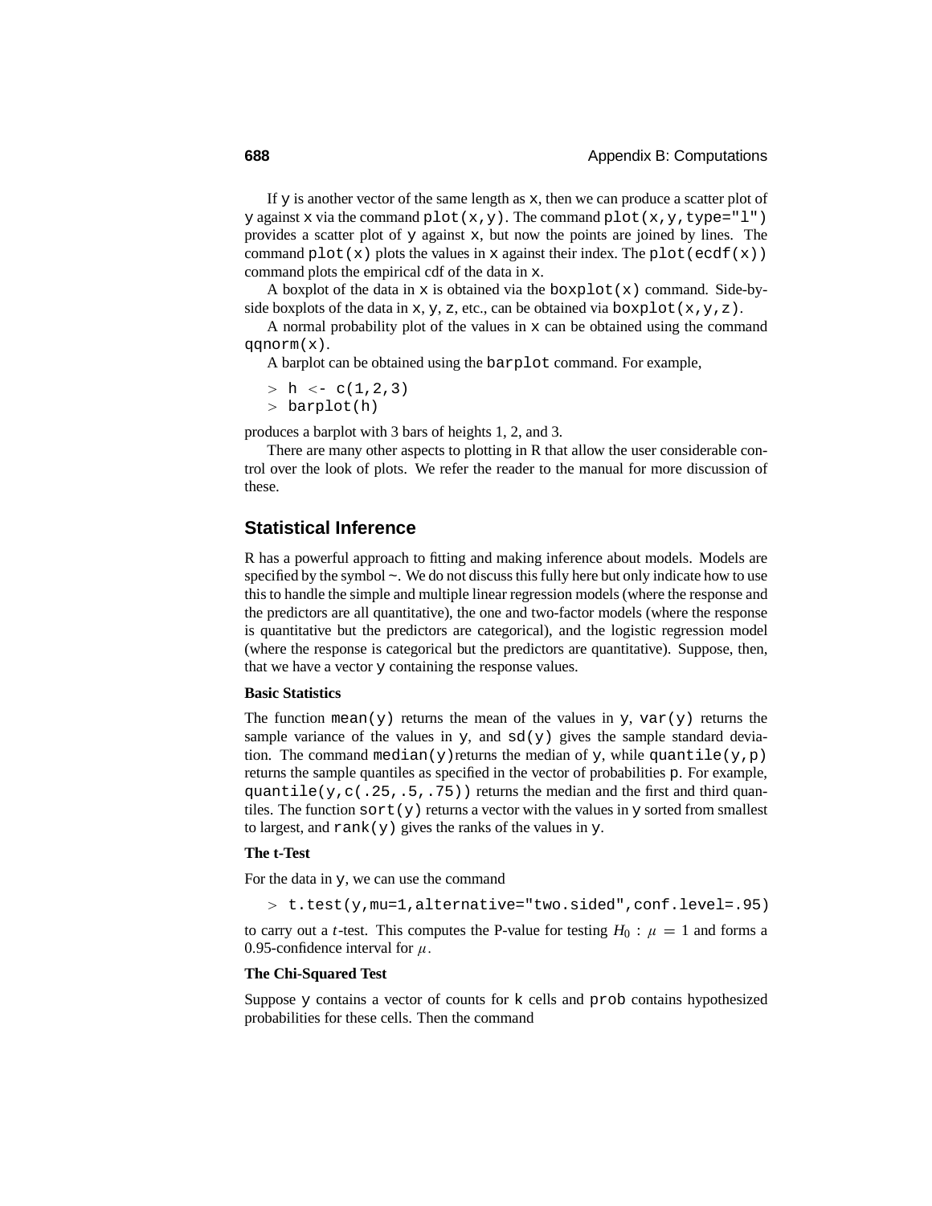If `y` is another vector of the same length as `x`, then we can produce a scatter plot of `y` against `x` via the command `plot(x,y)`. The command `plot(x,y,type="l")` provides a scatter plot of `y` against `x`, but now the points are joined by lines. The command `plot(x)` plots the values in `x` against their index. The `plot(ecdf(x))` command plots the empirical cdf of the data in `x`.

A boxplot of the data in `x` is obtained via the `boxplot(x)` command. Side-by-side boxplots of the data in `x`, `y`, `z`, etc., can be obtained via `boxplot(x,y,z)`.

A normal probability plot of the values in `x` can be obtained using the command `qqnorm(x)`.

A barplot can be obtained using the `barplot` command. For example,

```
> h <- c(1,2,3)
> barplot(h)
```

produces a barplot with 3 bars of heights 1, 2, and 3.

There are many other aspects to plotting in R that allow the user considerable control over the look of plots. We refer the reader to the manual for more discussion of these.

## Statistical Inference

R has a powerful approach to fitting and making inference about models. Models are specified by the symbol ~. We do not discuss this fully here but only indicate how to use this to handle the simple and multiple linear regression models (where the response and the predictors are all quantitative), the one and two-factor models (where the response is quantitative but the predictors are categorical), and the logistic regression model (where the response is categorical but the predictors are quantitative). Suppose, then, that we have a vector `y` containing the response values.

### Basic Statistics

The function `mean(y)` returns the mean of the values in `y`, `var(y)` returns the sample variance of the values in `y`, and `sd(y)` gives the sample standard deviation. The command `median(y)` returns the median of `y`, while `quantile(y,p)` returns the sample quantiles as specified in the vector of probabilities `p`. For example, `quantile(y,c(.25,.5,.75))` returns the median and the first and third quantiles. The function `sort(y)` returns a vector with the values in `y` sorted from smallest to largest, and `rank(y)` gives the ranks of the values in `y`.

### The t-Test

For the data in `y`, we can use the command

```
> t.test(y,mu=1,alternative="two.sided",conf.level=.95)
```

to carry out a *t*-test. This computes the P-value for testing $H_0 : \mu = 1$ and forms a 0.95-confidence interval for $\mu$.

### The Chi-Squared Test

Suppose `y` contains a vector of counts for `k` cells and `prob` contains hypothesized probabilities for these cells. Then the command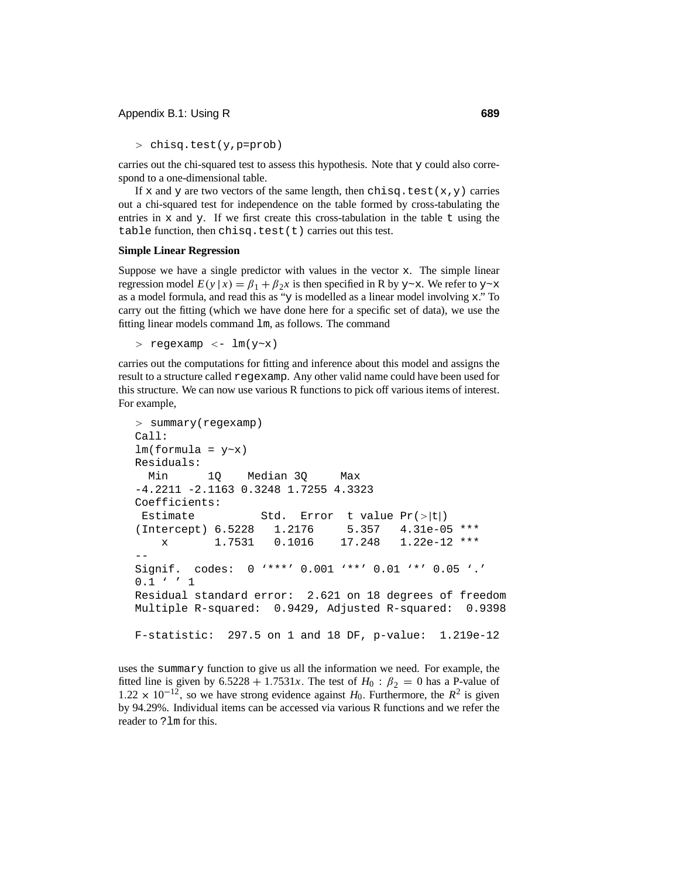```
> chisq.test(y,p=prob)
```

carries out the chi-squared test to assess this hypothesis. Note that y could also correspond to a one-dimensional table.

If x and y are two vectors of the same length, then chisq.test(x,y) carries out a chi-squared test for independence on the table formed by cross-tabulating the entries in x and y. If we first create this cross-tabulation in the table t using the table function, then chisq.test(t) carries out this test.

**Simple Linear Regression**

Suppose we have a single predictor with values in the vector x. The simple linear regression model $E(y \mid x) = \beta_1 + \beta_2 x$ is then specified in R by y~x. We refer to y~x as a model formula, and read this as "y is modelled as a linear model involving x." To carry out the fitting (which we have done here for a specific set of data), we use the fitting linear models command lm, as follows. The command

```
> regexamp <- lm(y~x)
```

carries out the computations for fitting and inference about this model and assigns the result to a structure called regexamp. Any other valid name could have been used for this structure. We can now use various R functions to pick off various items of interest. For example,

```
> summary(regexamp)
Call:
lm(formula = y~x)
Residuals:
  Min      1Q    Median 3Q     Max
-4.2211 -2.1163 0.3248 1.7255 4.3323
Coefficients:
 Estimate          Std.  Error  t value Pr(>|t|)
(Intercept) 6.5228   1.2176     5.357   4.31e-05 ***
    x       1.7531   0.1016    17.248   1.22e-12 ***
--
Signif.  codes:  0 '***' 0.001 '**' 0.01 '*' 0.05 '.'
0.1 ' ' 1
Residual standard error:  2.621 on 18 degrees of freedom
Multiple R-squared:  0.9429, Adjusted R-squared:  0.9398

F-statistic:  297.5 on 1 and 18 DF, p-value:  1.219e-12
```

uses the summary function to give us all the information we need. For example, the fitted line is given by $6.5228 + 1.7531x$. The test of $H_0 : \beta_2 = 0$ has a P-value of $1.22 \times 10^{-12}$, so we have strong evidence against $H_0$. Furthermore, the $R^2$ is given by 94.29%. Individual items can be accessed via various R functions and we refer the reader to ?lm for this.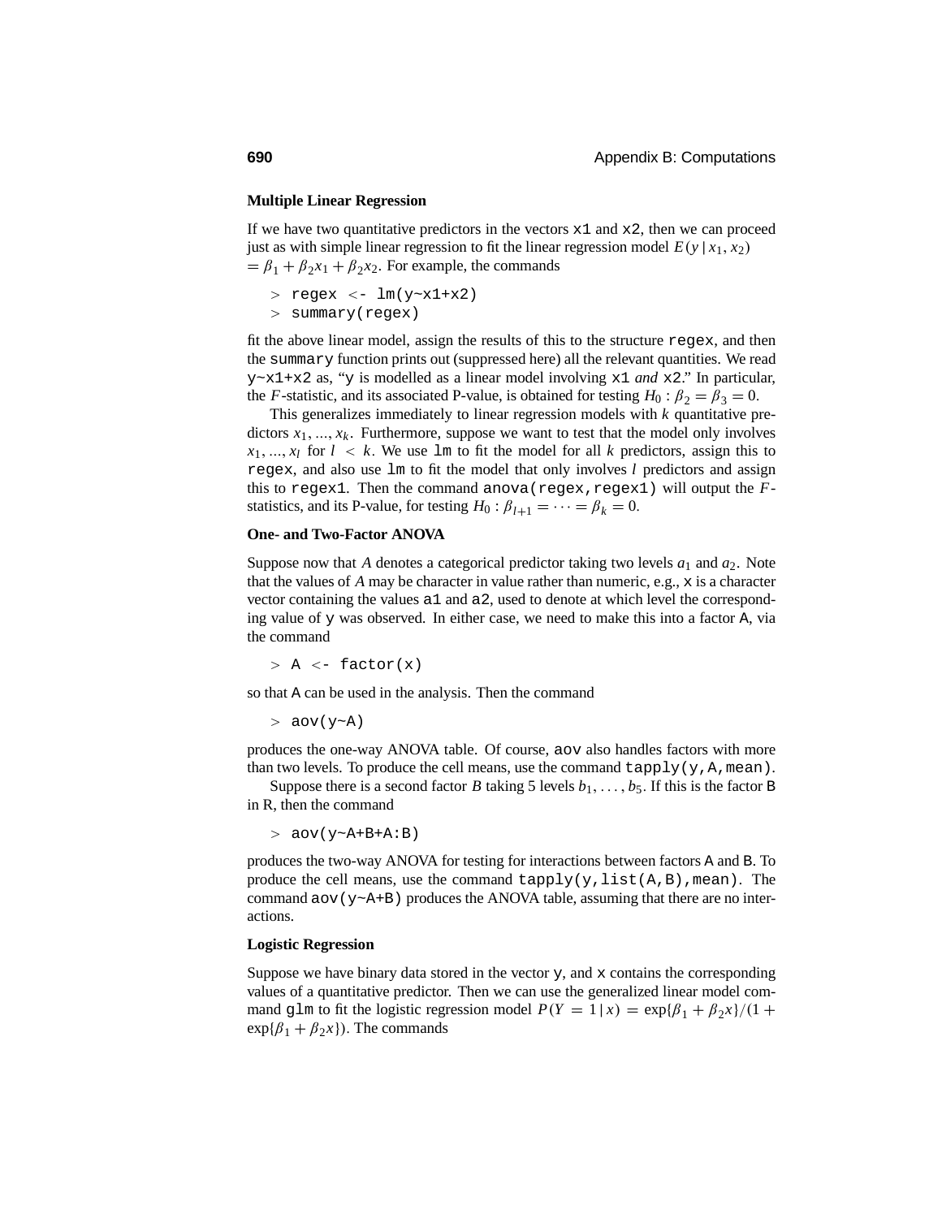### Multiple Linear Regression

If we have two quantitative predictors in the vectors `x1` and `x2`, then we can proceed just as with simple linear regression to fit the linear regression model $E(y \mid x_1, x_2) = \beta_1 + \beta_2 x_1 + \beta_2 x_2$. For example, the commands

```
> regex <- lm(y~x1+x2)
> summary(regex)
```

fit the above linear model, assign the results of this to the structure `regex`, and then the `summary` function prints out (suppressed here) all the relevant quantities. We read `y~x1+x2` as, "`y` is modelled as a linear model involving `x1` *and* `x2`." In particular, the $F$-statistic, and its associated P-value, is obtained for testing $H_0 : \beta_2 = \beta_3 = 0$.

This generalizes immediately to linear regression models with $k$ quantitative predictors $x_1, ..., x_k$. Furthermore, suppose we want to test that the model only involves $x_1, ..., x_l$ for $l < k$. We use `lm` to fit the model for all $k$ predictors, assign this to `regex`, and also use `lm` to fit the model that only involves $l$ predictors and assign this to `regex1`. Then the command `anova(regex,regex1)` will output the $F$-statistics, and its P-value, for testing $H_0 : \beta_{l+1} = \cdots = \beta_k = 0$.

### One- and Two-Factor ANOVA

Suppose now that $A$ denotes a categorical predictor taking two levels $a_1$ and $a_2$. Note that the values of $A$ may be character in value rather than numeric, e.g., `x` is a character vector containing the values `a1` and `a2`, used to denote at which level the corresponding value of `y` was observed. In either case, we need to make this into a factor `A`, via the command

```
> A <- factor(x)
```

so that `A` can be used in the analysis. Then the command

```
> aov(y~A)
```

produces the one-way ANOVA table. Of course, `aov` also handles factors with more than two levels. To produce the cell means, use the command `tapply(y,A,mean)`.

Suppose there is a second factor $B$ taking 5 levels $b_1, \ldots, b_5$. If this is the factor `B` in R, then the command

```
> aov(y~A+B+A:B)
```

produces the two-way ANOVA for testing for interactions between factors `A` and `B`. To produce the cell means, use the command `tapply(y,list(A,B),mean)`. The command `aov(y~A+B)` produces the ANOVA table, assuming that there are no interactions.

### Logistic Regression

Suppose we have binary data stored in the vector `y`, and `x` contains the corresponding values of a quantitative predictor. Then we can use the generalized linear model command `glm` to fit the logistic regression model $P(Y = 1 \mid x) = \exp\{\beta_1 + \beta_2 x\}/(1 + \exp\{\beta_1 + \beta_2 x\})$. The commands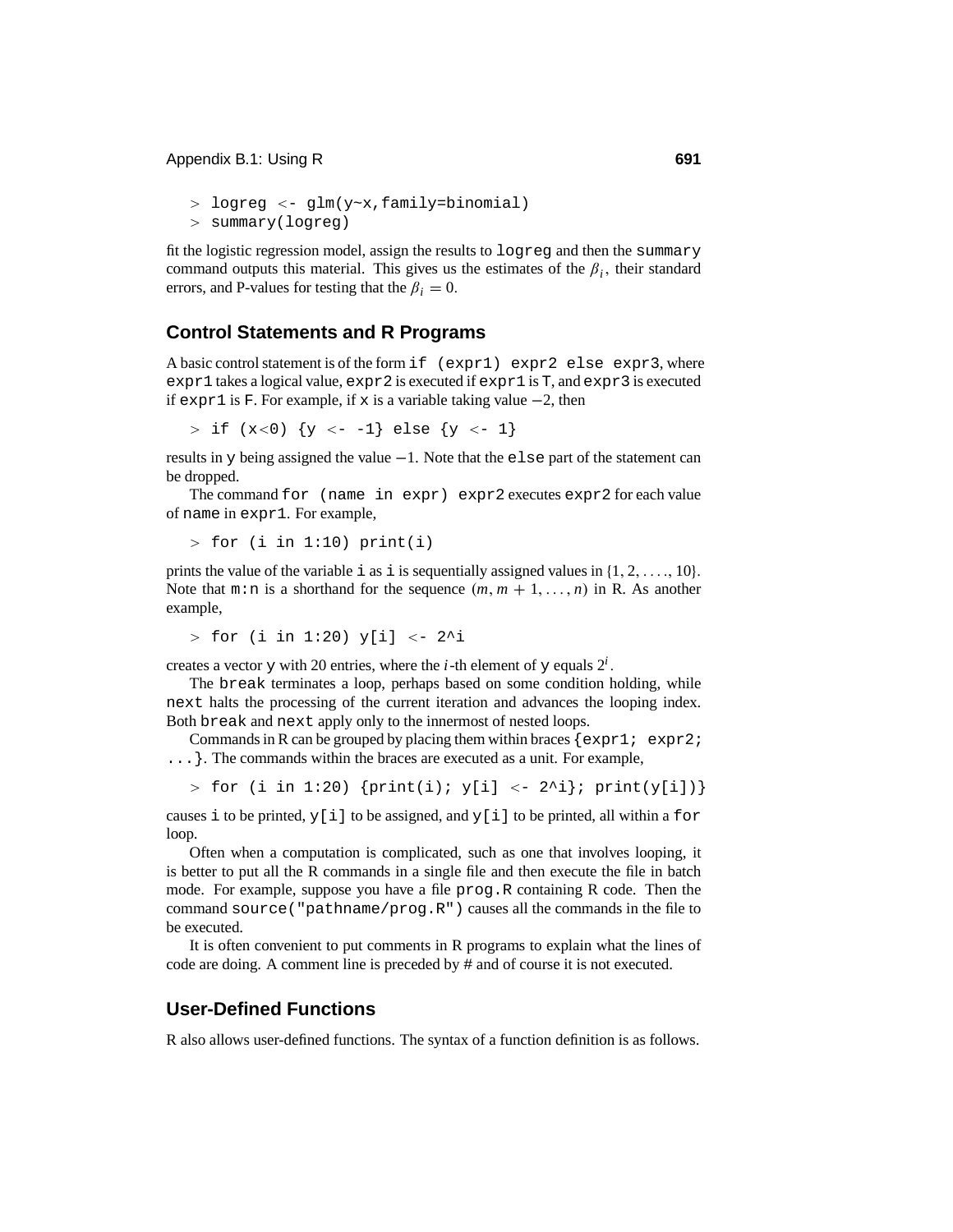```
> logreg <- glm(y~x,family=binomial)
> summary(logreg)
```

fit the logistic regression model, assign the results to `logreg` and then the `summary` command outputs this material. This gives us the estimates of the $\beta_i$, their standard errors, and P-values for testing that the $\beta_i = 0$.

## Control Statements and R Programs

A basic control statement is of the form `if (expr1) expr2 else expr3`, where `expr1` takes a logical value, `expr2` is executed if `expr1` is `T`, and `expr3` is executed if `expr1` is `F`. For example, if `x` is a variable taking value $-2$, then

```
> if (x<0) {y <- -1} else {y <- 1}
```

results in `y` being assigned the value $-1$. Note that the `else` part of the statement can be dropped.

The command `for (name in expr) expr2` executes `expr2` for each value of `name` in `expr1`. For example,

```
> for (i in 1:10) print(i)
```

prints the value of the variable `i` as `i` is sequentially assigned values in $\{1, 2, \ldots., 10\}$. Note that `m:n` is a shorthand for the sequence $(m, m+1, \ldots, n)$ in R. As another example,

```
> for (i in 1:20) y[i] <- 2^i
```

creates a vector `y` with 20 entries, where the $i$-th element of `y` equals $2^i$.

The `break` terminates a loop, perhaps based on some condition holding, while `next` halts the processing of the current iteration and advances the looping index. Both `break` and `next` apply only to the innermost of nested loops.

Commands in R can be grouped by placing them within braces `{expr1; expr2; ...}`. The commands within the braces are executed as a unit. For example,

```
> for (i in 1:20) {print(i); y[i] <- 2^i}; print(y[i])}
```

causes `i` to be printed, `y[i]` to be assigned, and `y[i]` to be printed, all within a `for` loop.

Often when a computation is complicated, such as one that involves looping, it is better to put all the R commands in a single file and then execute the file in batch mode. For example, suppose you have a file `prog.R` containing R code. Then the command `source("pathname/prog.R")` causes all the commands in the file to be executed.

It is often convenient to put comments in R programs to explain what the lines of code are doing. A comment line is preceded by # and of course it is not executed.

## User-Defined Functions

R also allows user-defined functions. The syntax of a function definition is as follows.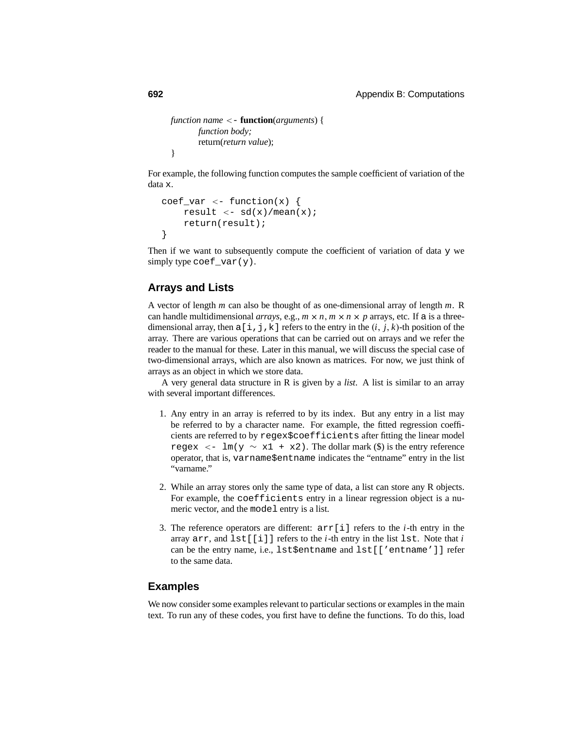*function name* <- **function**(*arguments*) {
 *function body;*
 return(*return value*);
}

For example, the following function computes the sample coefficient of variation of the data `x`.

```
coef_var <- function(x) {
    result <- sd(x)/mean(x);
    return(result);
}
```

Then if we want to subsequently compute the coefficient of variation of data `y` we simply type `coef_var(y)`.

## Arrays and Lists

A vector of length $m$ can also be thought of as one-dimensional array of length $m$. R can handle multidimensional *arrays*, e.g., $m \times n$, $m \times n \times p$ arrays, etc. If `a` is a three-dimensional array, then `a[i,j,k]` refers to the entry in the $(i, j, k)$-th position of the array. There are various operations that can be carried out on arrays and we refer the reader to the manual for these. Later in this manual, we will discuss the special case of two-dimensional arrays, which are also known as matrices. For now, we just think of arrays as an object in which we store data.

A very general data structure in R is given by a *list*. A list is similar to an array with several important differences.

1. Any entry in an array is referred to by its index. But any entry in a list may be referred to by a character name. For example, the fitted regression coefficients are referred to by `regex$coefficients` after fitting the linear model `regex <- lm(y ~ x1 + x2)`. The dollar mark ($) is the entry reference operator, that is, `varname$entname` indicates the "entname" entry in the list "varname."

2. While an array stores only the same type of data, a list can store any R objects. For example, the `coefficients` entry in a linear regression object is a numeric vector, and the `model` entry is a list.

3. The reference operators are different: `arr[i]` refers to the $i$-th entry in the array `arr`, and `lst[[i]]` refers to the $i$-th entry in the list `lst`. Note that $i$ can be the entry name, i.e., `lst$entname` and `lst[['entname']]` refer to the same data.

## Examples

We now consider some examples relevant to particular sections or examples in the main text. To run any of these codes, you first have to define the functions. To do this, load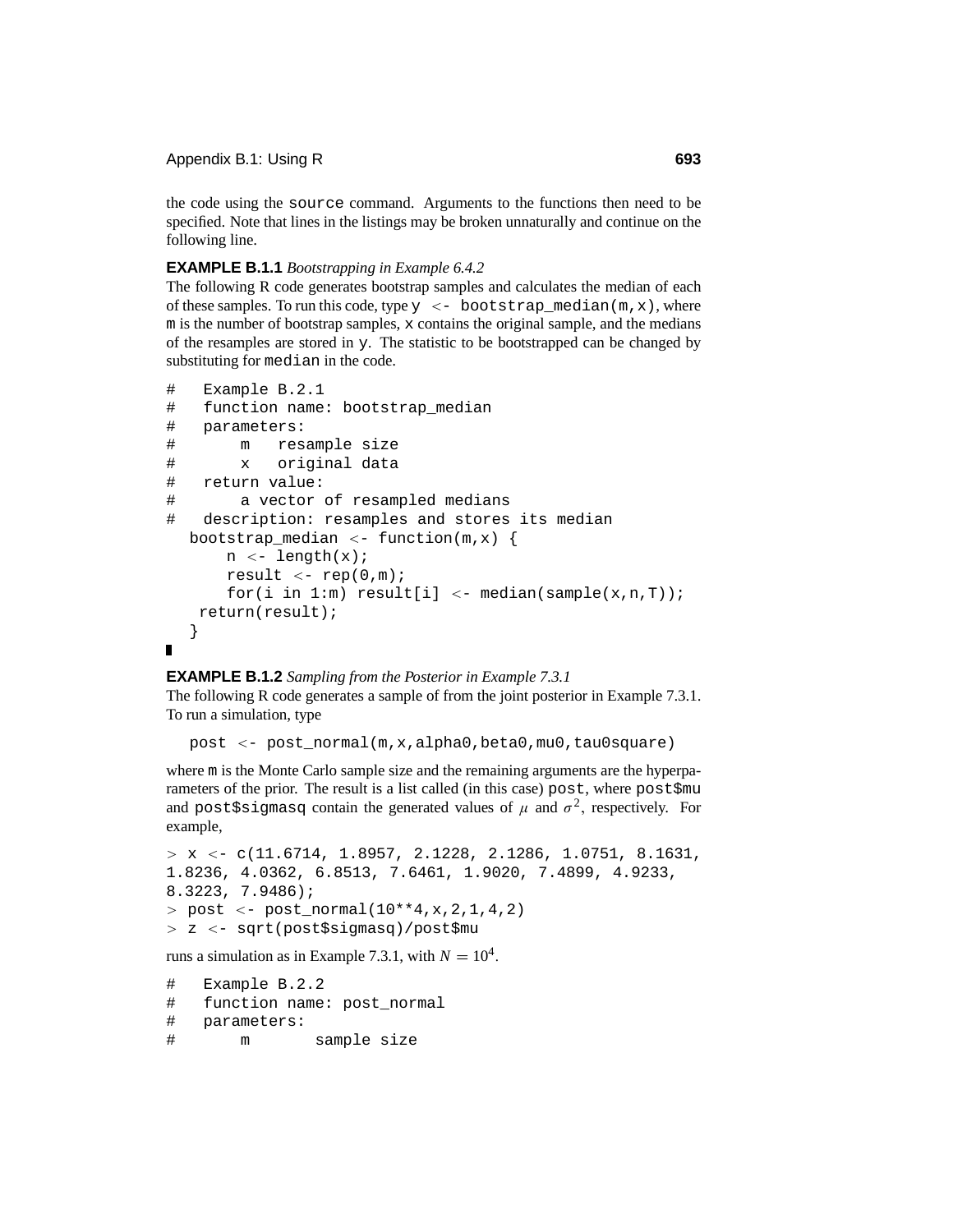the code using the `source` command. Arguments to the functions then need to be specified. Note that lines in the listings may be broken unnaturally and continue on the following line.

**EXAMPLE B.1.1** *Bootstrapping in Example 6.4.2*

The following R code generates bootstrap samples and calculates the median of each of these samples. To run this code, type `y <- bootstrap_median(m,x)`, where `m` is the number of bootstrap samples, `x` contains the original sample, and the medians of the resamples are stored in `y`. The statistic to be bootstrapped can be changed by substituting for `median` in the code.

```
#   Example B.2.1
#   function name: bootstrap_median
#   parameters:
#       m   resample size
#       x   original data
#   return value:
#       a vector of resampled medians
#   description: resamples and stores its median
  bootstrap_median <- function(m,x) {
      n <- length(x);
      result <- rep(0,m);
      for(i in 1:m) result[i] <- median(sample(x,n,T));
   return(result);
  }
```

■

**EXAMPLE B.1.2** *Sampling from the Posterior in Example 7.3.1*

The following R code generates a sample of from the joint posterior in Example 7.3.1. To run a simulation, type

```
post <- post_normal(m,x,alpha0,beta0,mu0,tau0square)
```

where `m` is the Monte Carlo sample size and the remaining arguments are the hyperparameters of the prior. The result is a list called (in this case) `post`, where `post$mu` and `post$sigmasq` contain the generated values of $\mu$ and $\sigma^2$, respectively. For example,

```
> x <- c(11.6714, 1.8957, 2.1228, 2.1286, 1.0751, 8.1631,
1.8236, 4.0362, 6.8513, 7.6461, 1.9020, 7.4899, 4.9233,
8.3223, 7.9486);
> post <- post_normal(10**4,x,2,1,4,2)
> z <- sqrt(post$sigmasq)/post$mu
```

runs a simulation as in Example 7.3.1, with $N = 10^4$.

```
#   Example B.2.2
#   function name: post_normal
#   parameters:
#       m       sample size
```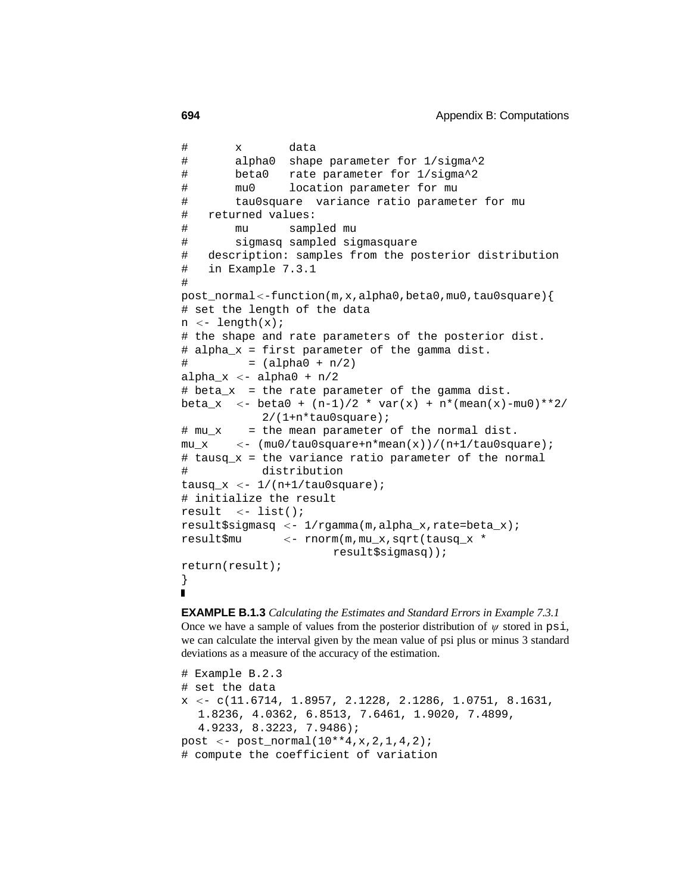```
#       x       data
#       alpha0  shape parameter for 1/sigma^2
#       beta0   rate parameter for 1/sigma^2
#       mu0     location parameter for mu
#       tau0square  variance ratio parameter for mu
#   returned values:
#       mu      sampled mu
#       sigmasq sampled sigmasquare
#   description: samples from the posterior distribution
#   in Example 7.3.1
#
post_normal<-function(m,x,alpha0,beta0,mu0,tau0square){
# set the length of the data
n <- length(x);
# the shape and rate parameters of the posterior dist.
# alpha_x = first parameter of the gamma dist.
#         = (alpha0 + n/2)
alpha_x <- alpha0 + n/2
# beta_x  = the rate parameter of the gamma dist.
beta_x  <- beta0 + (n-1)/2 * var(x) + n*(mean(x)-mu0)**2/
           2/(1+n*tau0square);
# mu_x    = the mean parameter of the normal dist.
mu_x    <- (mu0/tau0square+n*mean(x))/(n+1/tau0square);
# tausq_x = the variance ratio parameter of the normal
#           distribution
tausq_x <- 1/(n+1/tau0square);
# initialize the result
result  <- list();
result$sigmasq <- 1/rgamma(m,alpha_x,rate=beta_x);
result$mu      <- rnorm(m,mu_x,sqrt(tausq_x *
                    result$sigmasq));
return(result);
}
```

∎

**EXAMPLE B.1.3** *Calculating the Estimates and Standard Errors in Example 7.3.1*
Once we have a sample of values from the posterior distribution of $\psi$ stored in `psi`, we can calculate the interval given by the mean value of psi plus or minus 3 standard deviations as a measure of the accuracy of the estimation.

```
# Example B.2.3
# set the data
x <- c(11.6714, 1.8957, 2.1228, 2.1286, 1.0751, 8.1631,
   1.8236, 4.0362, 6.8513, 7.6461, 1.9020, 7.4899,
   4.9233, 8.3223, 7.9486);
post <- post_normal(10**4,x,2,1,4,2);
# compute the coefficient of variation
```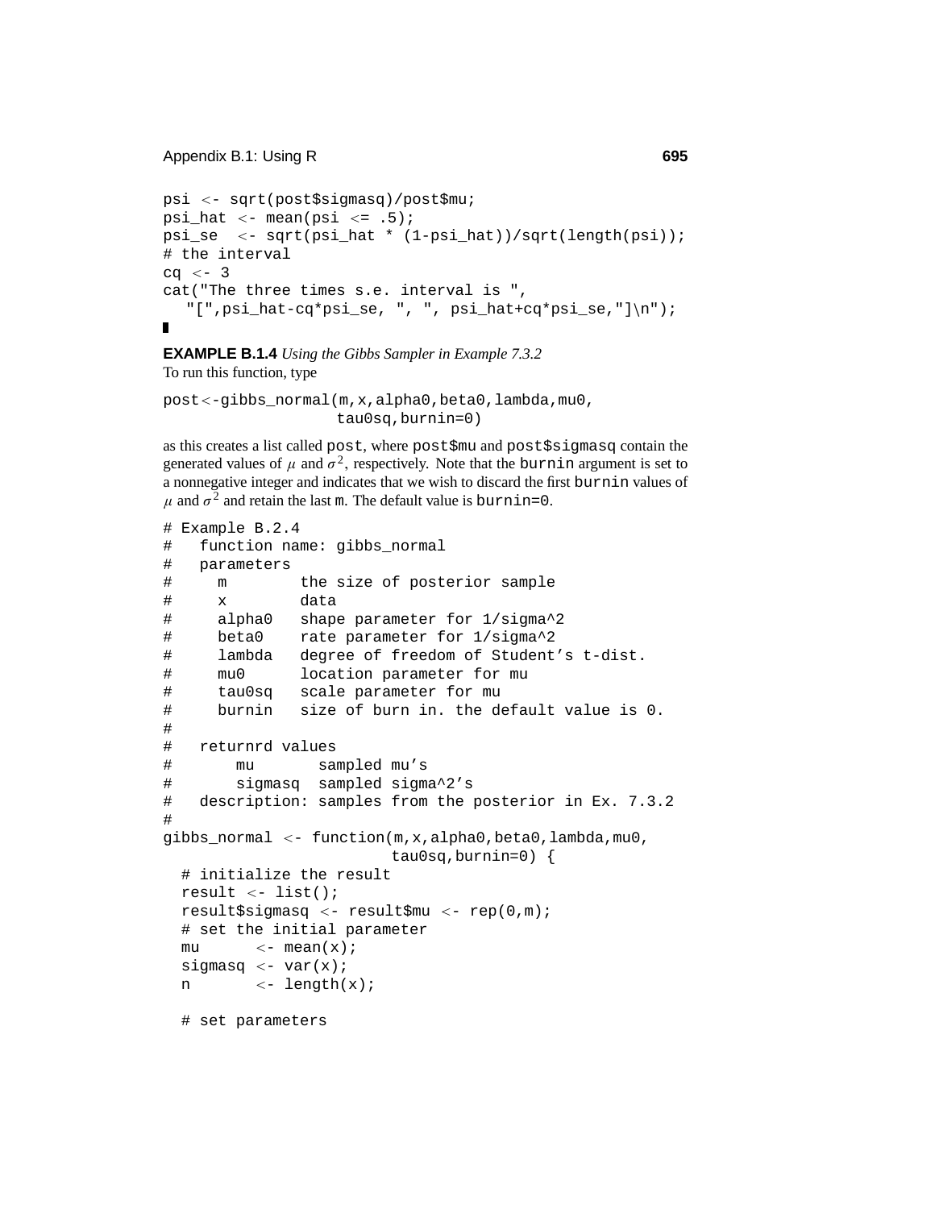```
psi <- sqrt(post$sigmasq)/post$mu;
psi_hat <- mean(psi <= .5);
psi_se  <- sqrt(psi_hat * (1-psi_hat))/sqrt(length(psi));
# the interval
cq <- 3
cat("The three times s.e. interval is ",
   "[",psi_hat-cq*psi_se, ", ", psi_hat+cq*psi_se,"]\n");
```

■

**EXAMPLE B.1.4** *Using the Gibbs Sampler in Example 7.3.2*
To run this function, type

```
post<-gibbs_normal(m,x,alpha0,beta0,lambda,mu0,
                   tau0sq,burnin=0)
```

as this creates a list called `post`, where `post$mu` and `post$sigmasq` contain the generated values of $\mu$ and $\sigma^2$, respectively. Note that the `burnin` argument is set to a nonnegative integer and indicates that we wish to discard the first `burnin` values of $\mu$ and $\sigma^2$ and retain the last `m`. The default value is `burnin=0`.

```
# Example B.2.4
#   function name: gibbs_normal
#   parameters
#     m        the size of posterior sample
#     x        data
#     alpha0   shape parameter for 1/sigma^2
#     beta0    rate parameter for 1/sigma^2
#     lambda   degree of freedom of Student's t-dist.
#     mu0      location parameter for mu
#     tau0sq   scale parameter for mu
#     burnin   size of burn in. the default value is 0.
#
#   returnrd values
#       mu       sampled mu's
#       sigmasq  sampled sigma^2's
#   description: samples from the posterior in Ex. 7.3.2
#
gibbs_normal <- function(m,x,alpha0,beta0,lambda,mu0,
                         tau0sq,burnin=0) {
  # initialize the result
  result <- list();
  result$sigmasq <- result$mu <- rep(0,m);
  # set the initial parameter
  mu      <- mean(x);
  sigmasq <- var(x);
  n       <- length(x);

  # set parameters
```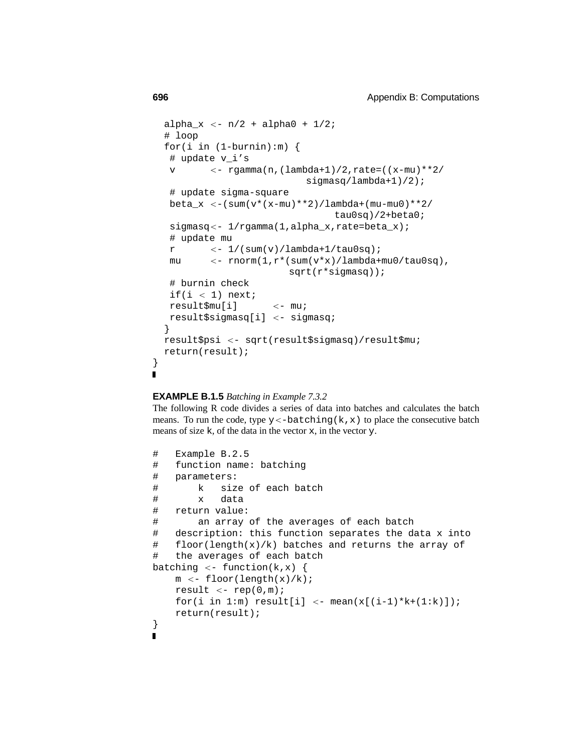```
  alpha_x <- n/2 + alpha0 + 1/2;
  # loop
  for(i in (1-burnin):m) {
   # update v_i's
   v      <- rgamma(n,(lambda+1)/2,rate=((x-mu)**2/
                        sigmasq/lambda+1)/2);
   # update sigma-square
   beta_x <-(sum(v*(x-mu)**2)/lambda+(mu-mu0)**2/
                              tau0sq)/2+beta0;
   sigmasq<- 1/rgamma(1,alpha_x,rate=beta_x);
   # update mu
   r      <- 1/(sum(v)/lambda+1/tau0sq);
   mu     <- rnorm(1,r*(sum(v*x)/lambda+mu0/tau0sq),
                     sqrt(r*sigmasq));
   # burnin check
   if(i < 1) next;
   result$mu[i]      <- mu;
   result$sigmasq[i] <- sigmasq;
  }
  result$psi <- sqrt(result$sigmasq)/result$mu;
  return(result);
}
```

▮

**EXAMPLE B.1.5** *Batching in Example 7.3.2*

The following R code divides a series of data into batches and calculates the batch means. To run the code, type `y<-batching(k,x)` to place the consecutive batch means of size `k`, of the data in the vector `x`, in the vector `y`.

```
#   Example B.2.5
#   function name: batching
#   parameters:
#       k   size of each batch
#       x   data
#   return value:
#       an array of the averages of each batch
#   description: this function separates the data x into
#   floor(length(x)/k) batches and returns the array of
#   the averages of each batch
batching <- function(k,x) {
    m <- floor(length(x)/k);
    result <- rep(0,m);
    for(i in 1:m) result[i] <- mean(x[(i-1)*k+(1:k)]);
    return(result);
}
```

▮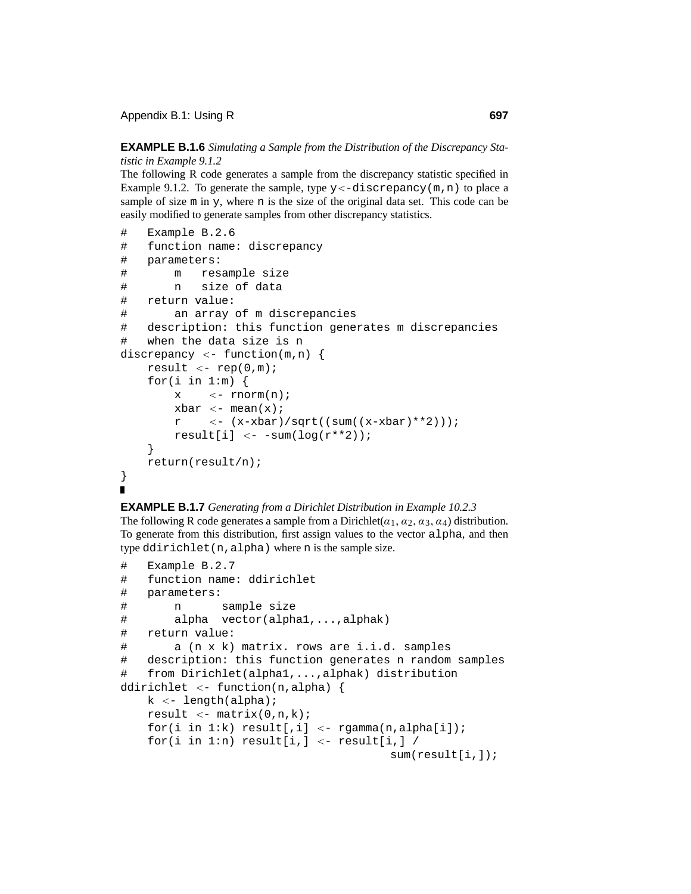**EXAMPLE B.1.6** *Simulating a Sample from the Distribution of the Discrepancy Statistic in Example 9.1.2*

The following R code generates a sample from the discrepancy statistic specified in Example 9.1.2. To generate the sample, type `y<-discrepancy(m,n)` to place a sample of size `m` in `y`, where `n` is the size of the original data set. This code can be easily modified to generate samples from other discrepancy statistics.

```
#   Example B.2.6
#   function name: discrepancy
#   parameters:
#       m   resample size
#       n   size of data
#   return value:
#       an array of m discrepancies
#   description: this function generates m discrepancies
#   when the data size is n
discrepancy <- function(m,n) {
    result <- rep(0,m);
    for(i in 1:m) {
        x    <- rnorm(n);
        xbar <- mean(x);
        r    <- (x-xbar)/sqrt((sum((x-xbar)**2)));
        result[i] <- -sum(log(r**2));
    }
    return(result/n);
}
```

■

**EXAMPLE B.1.7** *Generating from a Dirichlet Distribution in Example 10.2.3*

The following R code generates a sample from a Dirichlet($\alpha_1, \alpha_2, \alpha_3, \alpha_4$) distribution. To generate from this distribution, first assign values to the vector `alpha`, and then type `ddirichlet(n,alpha)` where `n` is the sample size.

```
#   Example B.2.7
#   function name: ddirichlet
#   parameters:
#       n      sample size
#       alpha  vector(alpha1,...,alphak)
#   return value:
#       a (n x k) matrix. rows are i.i.d. samples
#   description: this function generates n random samples
#   from Dirichlet(alpha1,...,alphak) distribution
ddirichlet <- function(n,alpha) {
    k <- length(alpha);
    result <- matrix(0,n,k);
    for(i in 1:k) result[,i] <- rgamma(n,alpha[i]);
    for(i in 1:n) result[i,] <- result[i,] /
                                        sum(result[i,]);
```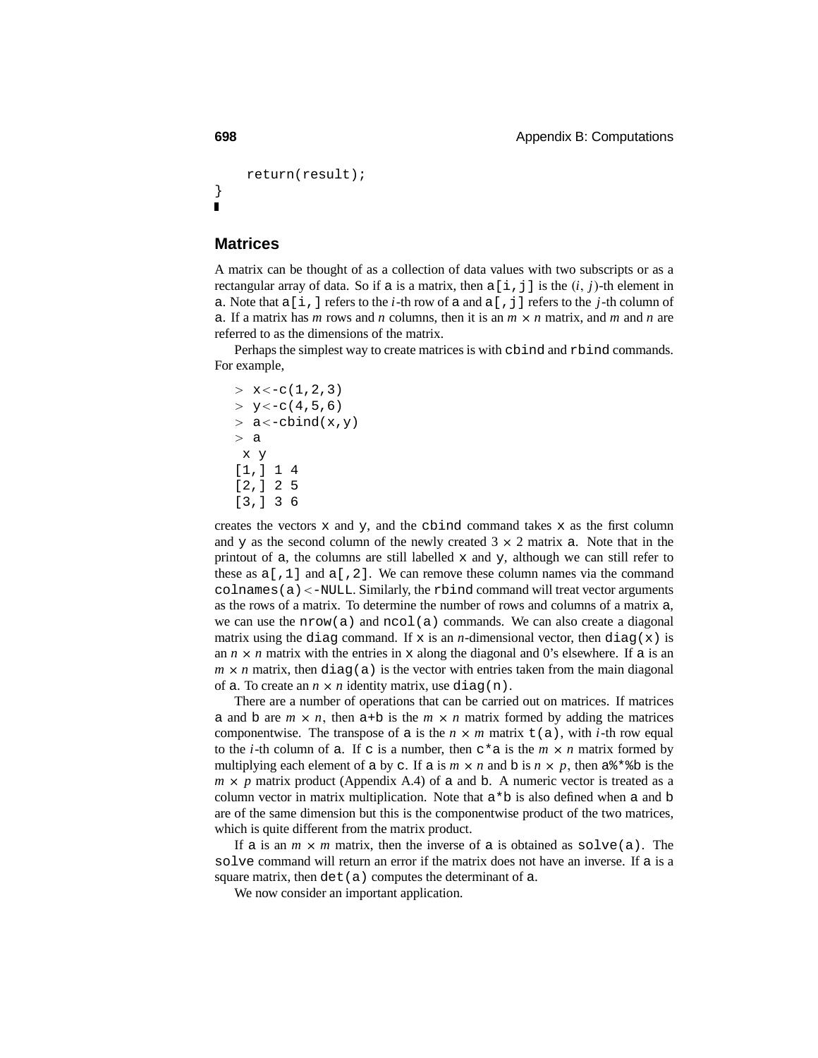```
    return(result);
}
```
∎

## Matrices

A matrix can be thought of as a collection of data values with two subscripts or as a rectangular array of data. So if `a` is a matrix, then `a[i,j]` is the $(i, j)$-th element in `a`. Note that `a[i,]` refers to the $i$-th row of `a` and `a[,j]` refers to the $j$-th column of `a`. If a matrix has $m$ rows and $n$ columns, then it is an $m \times n$ matrix, and $m$ and $n$ are referred to as the dimensions of the matrix.

Perhaps the simplest way to create matrices is with `cbind` and `rbind` commands. For example,

```
> x<-c(1,2,3)
> y<-c(4,5,6)
> a<-cbind(x,y)
> a
 x y
[1,] 1 4
[2,] 2 5
[3,] 3 6
```

creates the vectors `x` and `y`, and the `cbind` command takes `x` as the first column and `y` as the second column of the newly created $3 \times 2$ matrix `a`. Note that in the printout of `a`, the columns are still labelled `x` and `y`, although we can still refer to these as `a[,1]` and `a[,2]`. We can remove these column names via the command `colnames(a)<-NULL`. Similarly, the `rbind` command will treat vector arguments as the rows of a matrix. To determine the number of rows and columns of a matrix `a`, we can use the `nrow(a)` and `ncol(a)` commands. We can also create a diagonal matrix using the `diag` command. If `x` is an $n$-dimensional vector, then `diag(x)` is an $n \times n$ matrix with the entries in `x` along the diagonal and 0's elsewhere. If `a` is an $m \times n$ matrix, then `diag(a)` is the vector with entries taken from the main diagonal of `a`. To create an $n \times n$ identity matrix, use `diag(n)`.

There are a number of operations that can be carried out on matrices. If matrices `a` and `b` are $m \times n$, then `a+b` is the $m \times n$ matrix formed by adding the matrices componentwise. The transpose of `a` is the $n \times m$ matrix `t(a)`, with $i$-th row equal to the $i$-th column of `a`. If `c` is a number, then `c*a` is the $m \times n$ matrix formed by multiplying each element of `a` by `c`. If `a` is $m \times n$ and `b` is $n \times p$, then `a%*%b` is the $m \times p$ matrix product (Appendix A.4) of `a` and `b`. A numeric vector is treated as a column vector in matrix multiplication. Note that `a*b` is also defined when `a` and `b` are of the same dimension but this is the componentwise product of the two matrices, which is quite different from the matrix product.

If `a` is an $m \times m$ matrix, then the inverse of `a` is obtained as `solve(a)`. The `solve` command will return an error if the matrix does not have an inverse. If `a` is a square matrix, then `det(a)` computes the determinant of `a`.

We now consider an important application.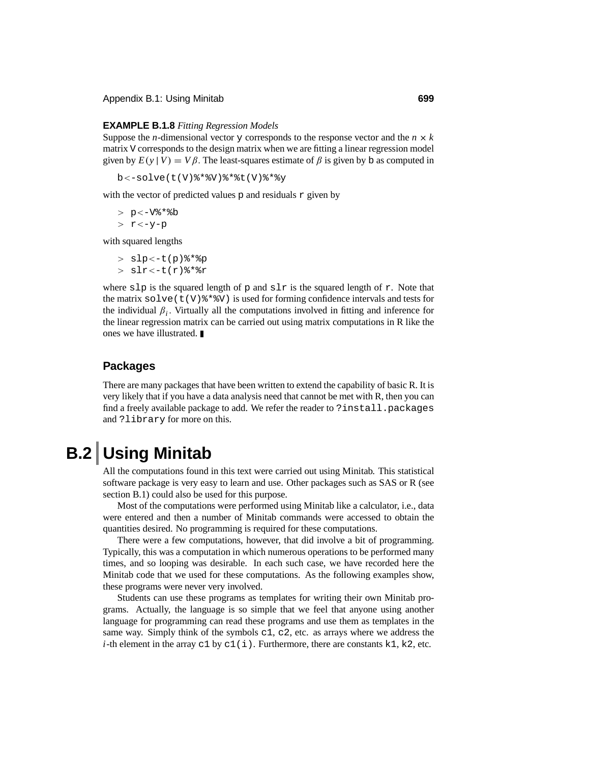**EXAMPLE B.1.8** *Fitting Regression Models*
Suppose the $n$-dimensional vector y corresponds to the response vector and the $n \times k$ matrix V corresponds to the design matrix when we are fitting a linear regression model given by $E(y \mid V) = V\beta$. The least-squares estimate of $\beta$ is given by b as computed in

```
b<-solve(t(V)%*%V)%*%t(V)%*%y
```

with the vector of predicted values p and residuals r given by

```
> p<-V%*%b
> r<-y-p
```

with squared lengths

```
> slp<-t(p)%*%p
> slr<-t(r)%*%r
```

where slp is the squared length of p and slr is the squared length of r. Note that the matrix solve(t(V)%*%V) is used for forming confidence intervals and tests for the individual $\beta_i$. Virtually all the computations involved in fitting and inference for the linear regression matrix can be carried out using matrix computations in R like the ones we have illustrated. ∎

### Packages

There are many packages that have been written to extend the capability of basic R. It is very likely that if you have a data analysis need that cannot be met with R, then you can find a freely available package to add. We refer the reader to ?install.packages and ?library for more on this.

# B.2 Using Minitab

All the computations found in this text were carried out using Minitab. This statistical software package is very easy to learn and use. Other packages such as SAS or R (see section B.1) could also be used for this purpose.

Most of the computations were performed using Minitab like a calculator, i.e., data were entered and then a number of Minitab commands were accessed to obtain the quantities desired. No programming is required for these computations.

There were a few computations, however, that did involve a bit of programming. Typically, this was a computation in which numerous operations to be performed many times, and so looping was desirable. In each such case, we have recorded here the Minitab code that we used for these computations. As the following examples show, these programs were never very involved.

Students can use these programs as templates for writing their own Minitab programs. Actually, the language is so simple that we feel that anyone using another language for programming can read these programs and use them as templates in the same way. Simply think of the symbols c1, c2, etc. as arrays where we address the $i$-th element in the array c1 by c1(i). Furthermore, there are constants k1, k2, etc.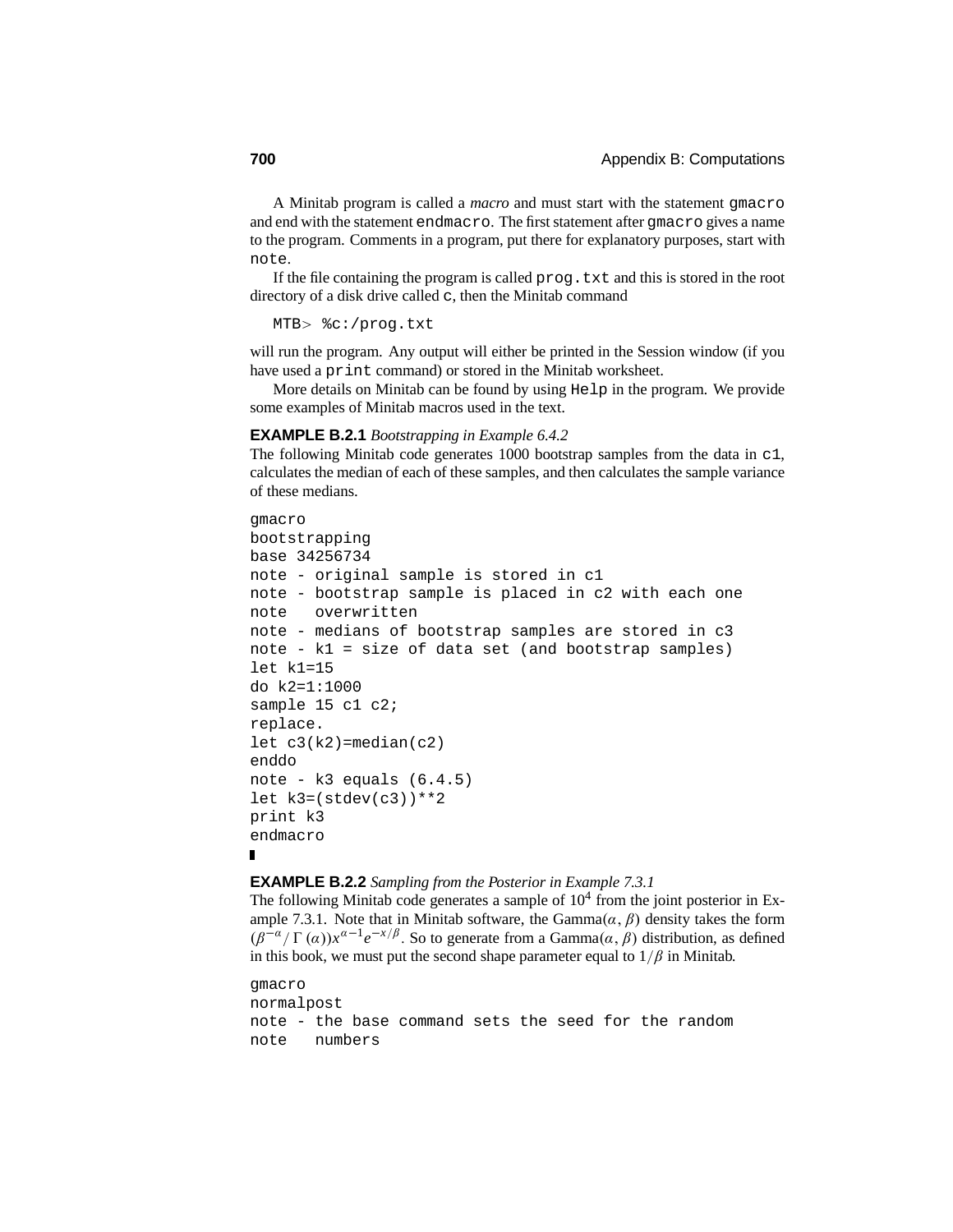A Minitab program is called a *macro* and must start with the statement `gmacro` and end with the statement `endmacro`. The first statement after `gmacro` gives a name to the program. Comments in a program, put there for explanatory purposes, start with `note`.

If the file containing the program is called `prog.txt` and this is stored in the root directory of a disk drive called `c`, then the Minitab command

```
MTB> %c:/prog.txt
```

will run the program. Any output will either be printed in the Session window (if you have used a `print` command) or stored in the Minitab worksheet.

More details on Minitab can be found by using `Help` in the program. We provide some examples of Minitab macros used in the text.

**EXAMPLE B.2.1** *Bootstrapping in Example 6.4.2*
The following Minitab code generates 1000 bootstrap samples from the data in `c1`, calculates the median of each of these samples, and then calculates the sample variance of these medians.

```
gmacro
bootstrapping
base 34256734
note - original sample is stored in c1
note - bootstrap sample is placed in c2 with each one
note   overwritten
note - medians of bootstrap samples are stored in c3
note - k1 = size of data set (and bootstrap samples)
let k1=15
do k2=1:1000
sample 15 c1 c2;
replace.
let c3(k2)=median(c2)
enddo
note - k3 equals (6.4.5)
let k3=(stdev(c3))**2
print k3
endmacro
```

▮

**EXAMPLE B.2.2** *Sampling from the Posterior in Example 7.3.1*
The following Minitab code generates a sample of $10^4$ from the joint posterior in Example 7.3.1. Note that in Minitab software, the Gamma$(\alpha, \beta)$ density takes the form $(\beta^{-\alpha}/\Gamma(\alpha))x^{\alpha-1}e^{-x/\beta}$. So to generate from a Gamma$(\alpha, \beta)$ distribution, as defined in this book, we must put the second shape parameter equal to $1/\beta$ in Minitab.

```
gmacro
normalpost
note - the base command sets the seed for the random
note   numbers
```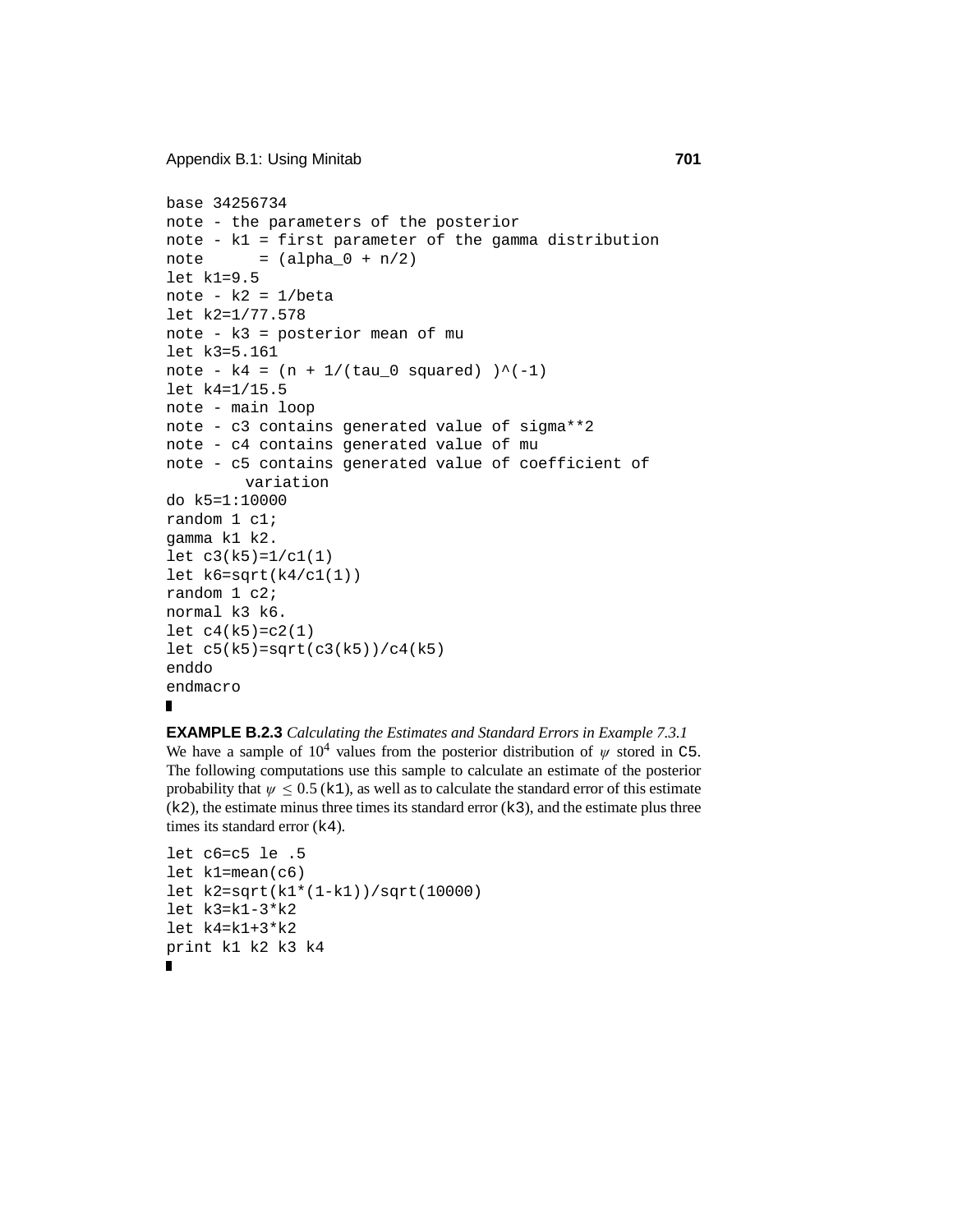```
base 34256734
note - the parameters of the posterior
note - k1 = first parameter of the gamma distribution
note      = (alpha_0 + n/2)
let k1=9.5
note - k2 = 1/beta
let k2=1/77.578
note - k3 = posterior mean of mu
let k3=5.161
note - k4 = (n + 1/(tau_0 squared) )^(-1)
let k4=1/15.5
note - main loop
note - c3 contains generated value of sigma**2
note - c4 contains generated value of mu
note - c5 contains generated value of coefficient of
        variation
do k5=1:10000
random 1 c1;
gamma k1 k2.
let c3(k5)=1/c1(1)
let k6=sqrt(k4/c1(1))
random 1 c2;
normal k3 k6.
let c4(k5)=c2(1)
let c5(k5)=sqrt(c3(k5))/c4(k5)
enddo
endmacro
```

∎

**EXAMPLE B.2.3** *Calculating the Estimates and Standard Errors in Example 7.3.1*
We have a sample of $10^4$ values from the posterior distribution of $\psi$ stored in `C5`. The following computations use this sample to calculate an estimate of the posterior probability that $\psi \le 0.5$ (`k1`), as well as to calculate the standard error of this estimate (`k2`), the estimate minus three times its standard error (`k3`), and the estimate plus three times its standard error (`k4`).

```
let c6=c5 le .5
let k1=mean(c6)
let k2=sqrt(k1*(1-k1))/sqrt(10000)
let k3=k1-3*k2
let k4=k1+3*k2
print k1 k2 k3 k4
```

∎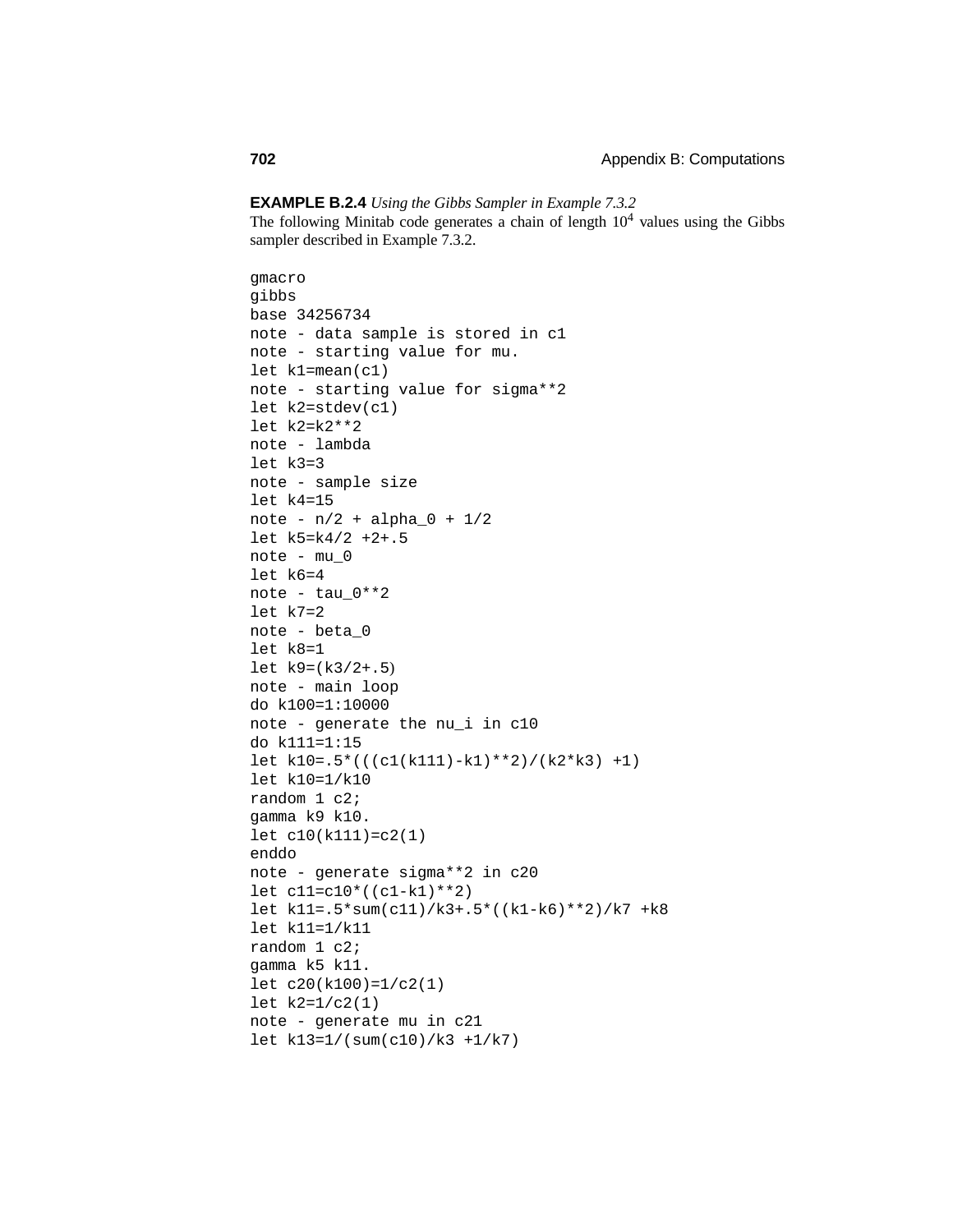**EXAMPLE B.2.4** *Using the Gibbs Sampler in Example 7.3.2*

The following Minitab code generates a chain of length $10^4$ values using the Gibbs sampler described in Example 7.3.2.

```
gmacro
gibbs
base 34256734
note - data sample is stored in c1
note - starting value for mu.
let k1=mean(c1)
note - starting value for sigma**2
let k2=stdev(c1)
let k2=k2**2
note - lambda
let k3=3
note - sample size
let k4=15
note - n/2 + alpha_0 + 1/2
let k5=k4/2 +2+.5
note - mu_0
let k6=4
note - tau_0**2
let k7=2
note - beta_0
let k8=1
let k9=(k3/2+.5)
note - main loop
do k100=1:10000
note - generate the nu_i in c10
do k111=1:15
let k10=.5*(((c1(k111)-k1)**2)/(k2*k3) +1)
let k10=1/k10
random 1 c2;
gamma k9 k10.
let c10(k111)=c2(1)
enddo
note - generate sigma**2 in c20
let c11=c10*((c1-k1)**2)
let k11=.5*sum(c11)/k3+.5*((k1-k6)**2)/k7 +k8
let k11=1/k11
random 1 c2;
gamma k5 k11.
let c20(k100)=1/c2(1)
let k2=1/c2(1)
note - generate mu in c21
let k13=1/(sum(c10)/k3 +1/k7)
```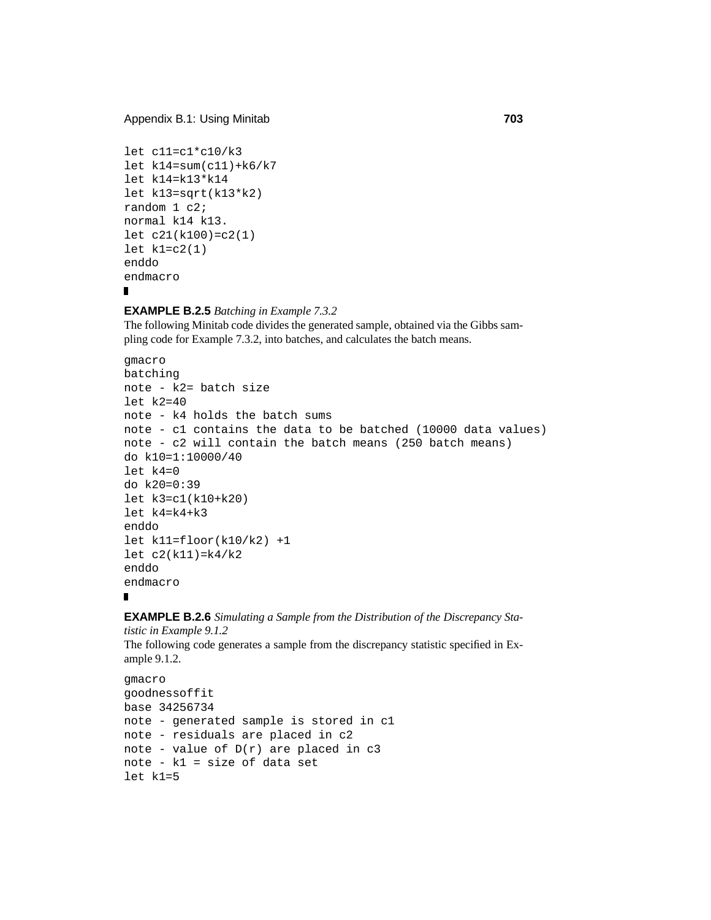```
let c11=c1*c10/k3
let k14=sum(c11)+k6/k7
let k14=k13*k14
let k13=sqrt(k13*k2)
random 1 c2;
normal k14 k13.
let c21(k100)=c2(1)
let k1=c2(1)
enddo
endmacro
```

■

**EXAMPLE B.2.5** *Batching in Example 7.3.2*
The following Minitab code divides the generated sample, obtained via the Gibbs sampling code for Example 7.3.2, into batches, and calculates the batch means.

```
gmacro
batching
note - k2= batch size
let k2=40
note - k4 holds the batch sums
note - c1 contains the data to be batched (10000 data values)
note - c2 will contain the batch means (250 batch means)
do k10=1:10000/40
let k4=0
do k20=0:39
let k3=c1(k10+k20)
let k4=k4+k3
enddo
let k11=floor(k10/k2) +1
let c2(k11)=k4/k2
enddo
endmacro
```

■

**EXAMPLE B.2.6** *Simulating a Sample from the Distribution of the Discrepancy Statistic in Example 9.1.2*
The following code generates a sample from the discrepancy statistic specified in Example 9.1.2.

```
gmacro
goodnessoffit
base 34256734
note - generated sample is stored in c1
note - residuals are placed in c2
note - value of D(r) are placed in c3
note - k1 = size of data set
let k1=5
```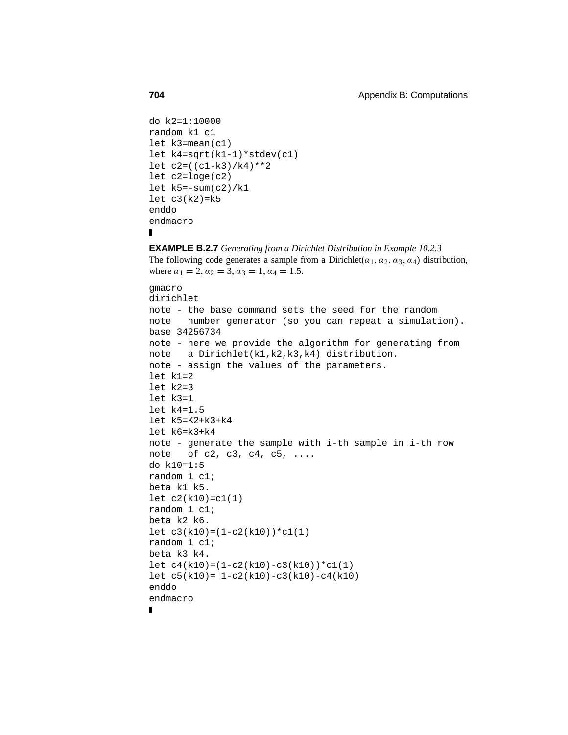```
do k2=1:10000
random k1 c1
let k3=mean(c1)
let k4=sqrt(k1-1)*stdev(c1)
let c2=((c1-k3)/k4)**2
let c2=loge(c2)
let k5=-sum(c2)/k1
let c3(k2)=k5
enddo
endmacro
```

▮

**EXAMPLE B.2.7** *Generating from a Dirichlet Distribution in Example 10.2.3*
The following code generates a sample from a Dirichlet($\alpha_1, \alpha_2, \alpha_3, \alpha_4$) distribution, where $\alpha_1 = 2, \alpha_2 = 3, \alpha_3 = 1, \alpha_4 = 1.5$.

```
gmacro
dirichlet
note - the base command sets the seed for the random
note   number generator (so you can repeat a simulation).
base 34256734
note - here we provide the algorithm for generating from
note   a Dirichlet(k1,k2,k3,k4) distribution.
note - assign the values of the parameters.
let k1=2
let k2=3
let k3=1
let k4=1.5
let k5=K2+k3+k4
let k6=k3+k4
note - generate the sample with i-th sample in i-th row
note   of c2, c3, c4, c5, ....
do k10=1:5
random 1 c1;
beta k1 k5.
let c2(k10)=c1(1)
random 1 c1;
beta k2 k6.
let c3(k10)=(1-c2(k10))*c1(1)
random 1 c1;
beta k3 k4.
let c4(k10)=(1-c2(k10)-c3(k10))*c1(1)
let c5(k10)= 1-c2(k10)-c3(k10)-c4(k10)
enddo
endmacro
```

▮